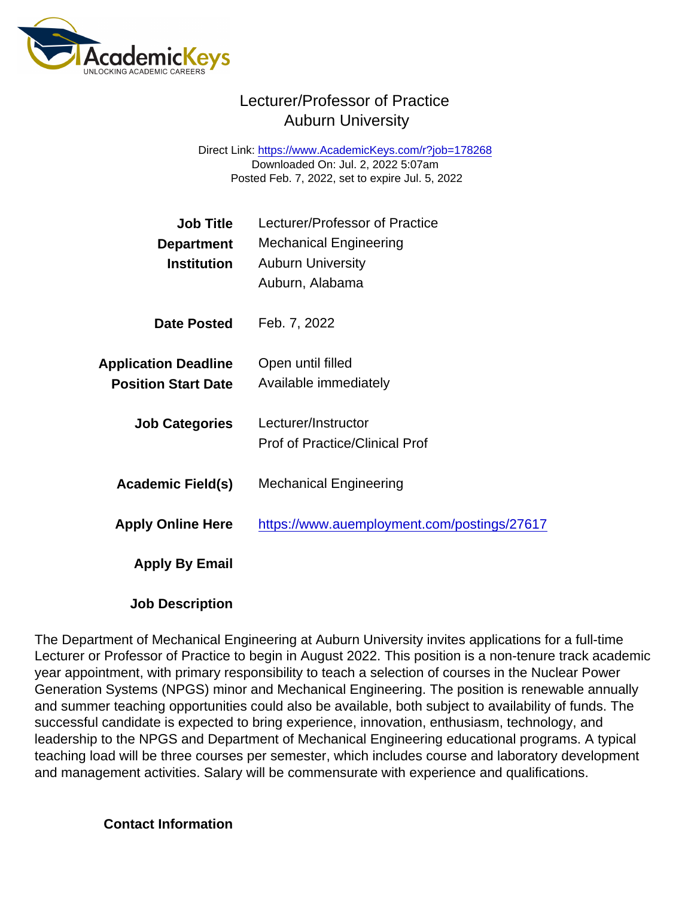# Lecturer/Professor of Practice
## Auburn University

Direct Link: https://www.AcademicKeys.com/r?job=178268
Downloaded On: Jul. 2, 2022 5:07am
Posted Feb. 7, 2022, set to expire Jul. 5, 2022

| | |
|---|---|
| **Job Title** | Lecturer/Professor of Practice |
| **Department** | Mechanical Engineering |
| **Institution** | Auburn University<br>Auburn, Alabama |
| **Date Posted** | Feb. 7, 2022 |
| **Application Deadline** | Open until filled |
| **Position Start Date** | Available immediately |
| **Job Categories** | Lecturer/Instructor<br>Prof of Practice/Clinical Prof |
| **Academic Field(s)** | Mechanical Engineering |
| **Apply Online Here** | https://www.auemployment.com/postings/27617 |
| **Apply By Email** | |

**Job Description**

The Department of Mechanical Engineering at Auburn University invites applications for a full-time Lecturer or Professor of Practice to begin in August 2022. This position is a non-tenure track academic year appointment, with primary responsibility to teach a selection of courses in the Nuclear Power Generation Systems (NPGS) minor and Mechanical Engineering. The position is renewable annually and summer teaching opportunities could also be available, both subject to availability of funds. The successful candidate is expected to bring experience, innovation, enthusiasm, technology, and leadership to the NPGS and Department of Mechanical Engineering educational programs. A typical teaching load will be three courses per semester, which includes course and laboratory development and management activities. Salary will be commensurate with experience and qualifications.

**Contact Information**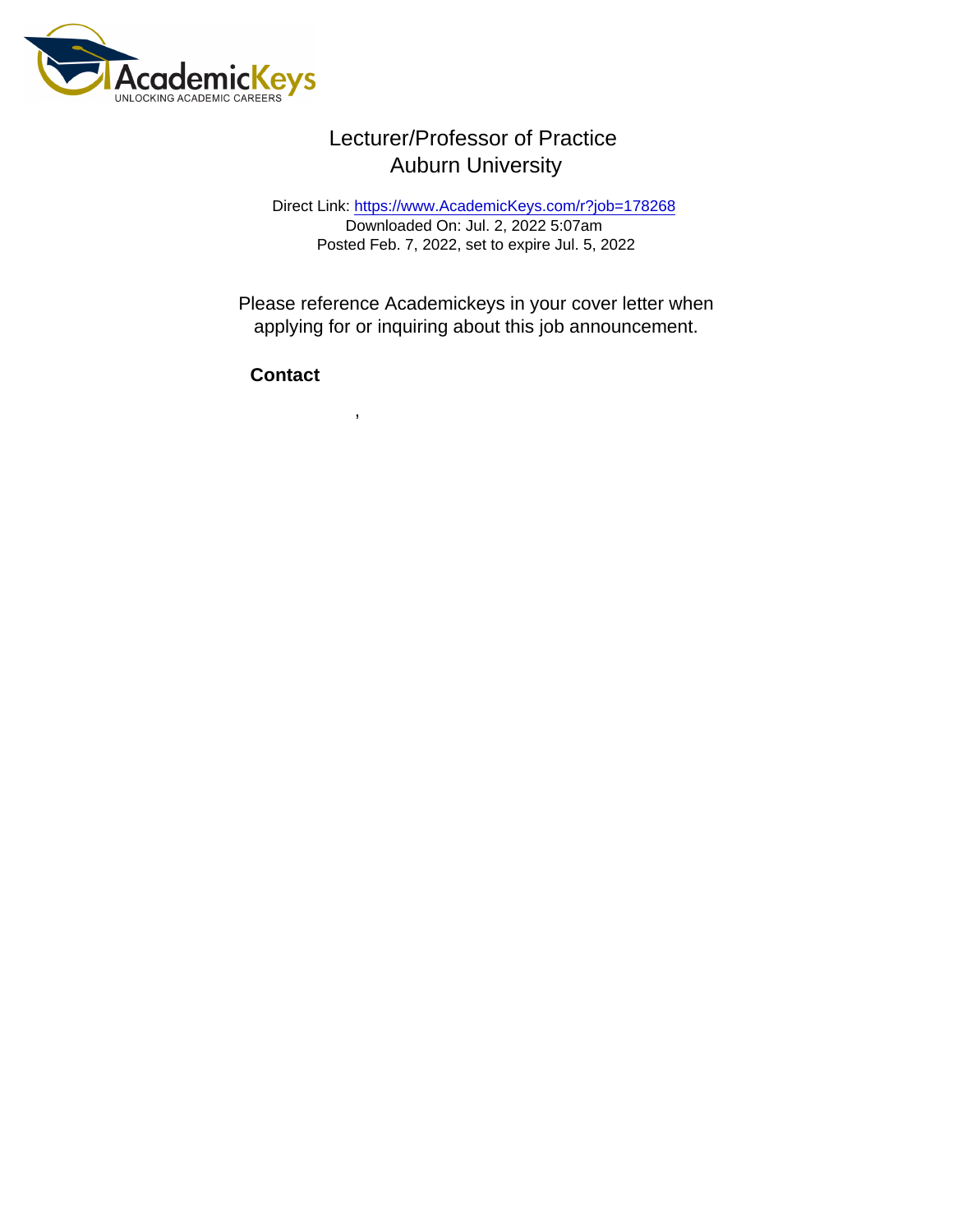Lecturer/Professor of Practice
Auburn University

Direct Link: https://www.AcademicKeys.com/r?job=178268
Downloaded On: Jul. 2, 2022 5:07am
Posted Feb. 7, 2022, set to expire Jul. 5, 2022

Please reference Academickeys in your cover letter when applying for or inquiring about this job announcement.

**Contact**

,